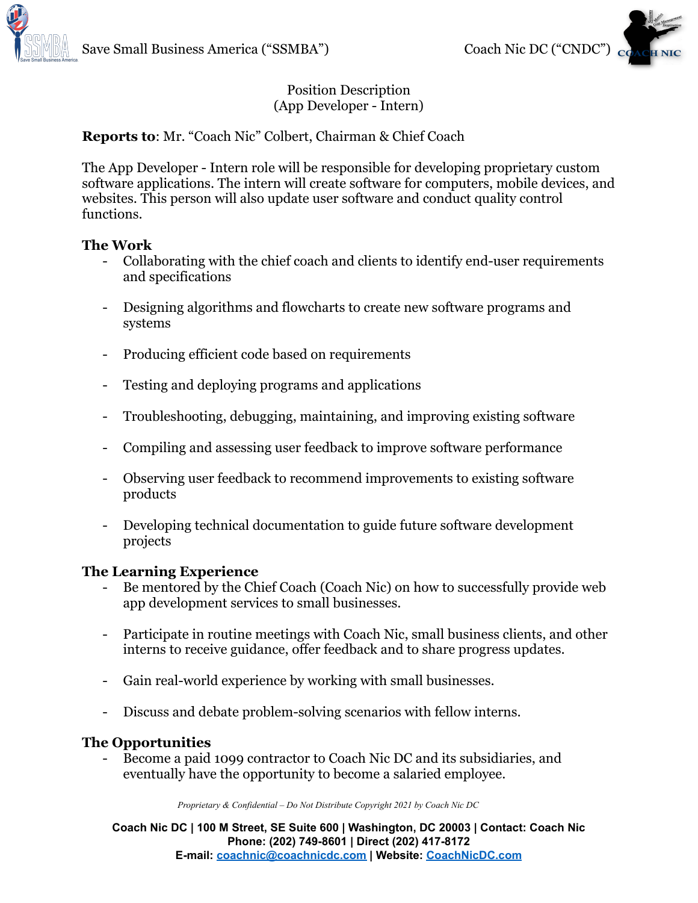# Position Description
## (App Developer - Intern)

**Reports to**: Mr. "Coach Nic" Colbert, Chairman & Chief Coach

The App Developer - Intern role will be responsible for developing proprietary custom software applications. The intern will create software for computers, mobile devices, and websites. This person will also update user software and conduct quality control functions.

### The Work

- Collaborating with the chief coach and clients to identify end-user requirements and specifications
- Designing algorithms and flowcharts to create new software programs and systems
- Producing efficient code based on requirements
- Testing and deploying programs and applications
- Troubleshooting, debugging, maintaining, and improving existing software
- Compiling and assessing user feedback to improve software performance
- Observing user feedback to recommend improvements to existing software products
- Developing technical documentation to guide future software development projects

### The Learning Experience

- Be mentored by the Chief Coach (Coach Nic) on how to successfully provide web app development services to small businesses.
- Participate in routine meetings with Coach Nic, small business clients, and other interns to receive guidance, offer feedback and to share progress updates.
- Gain real-world experience by working with small businesses.
- Discuss and debate problem-solving scenarios with fellow interns.

### The Opportunities

- Become a paid 1099 contractor to Coach Nic DC and its subsidiaries, and eventually have the opportunity to become a salaried employee.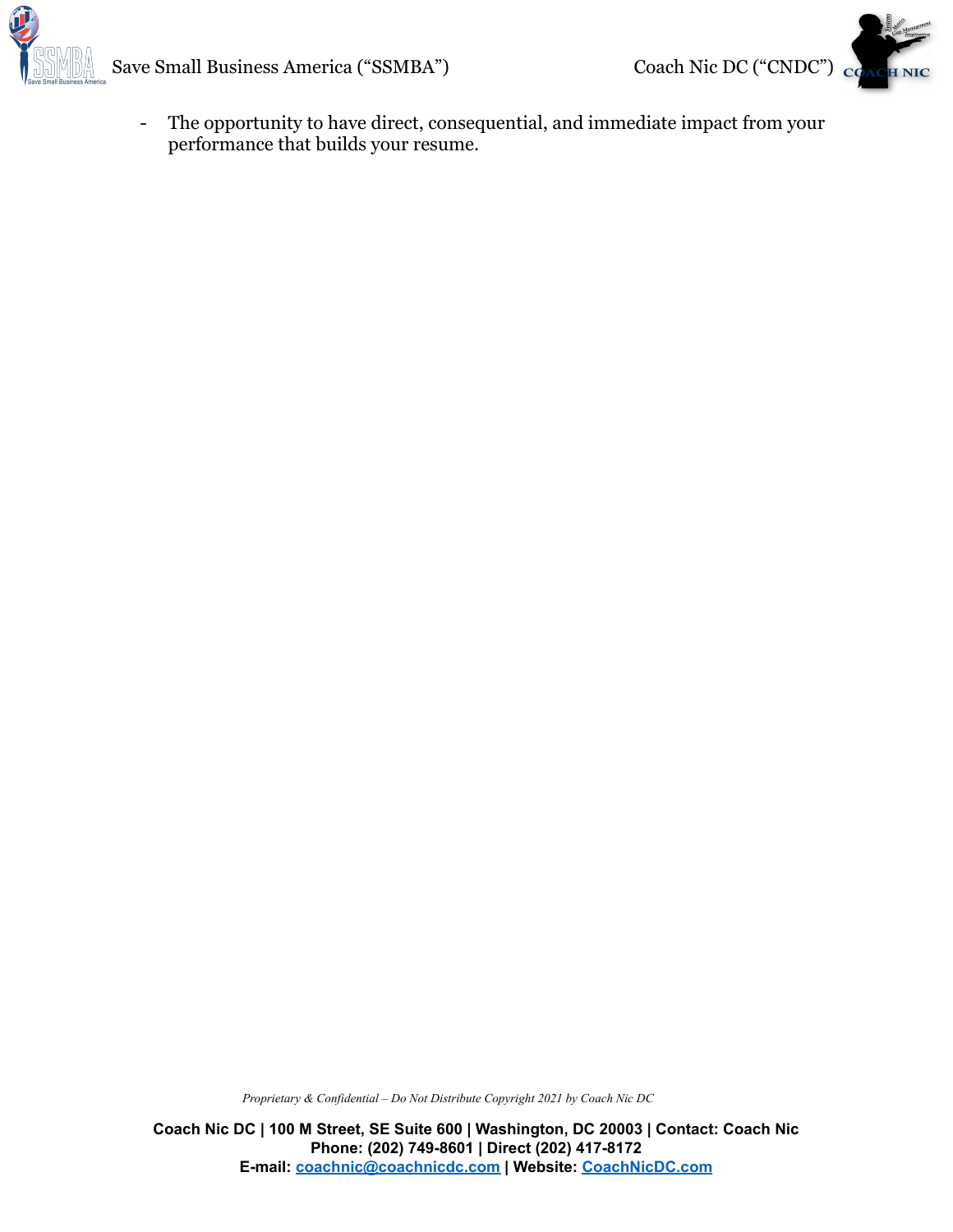- The opportunity to have direct, consequential, and immediate impact from your performance that builds your resume.